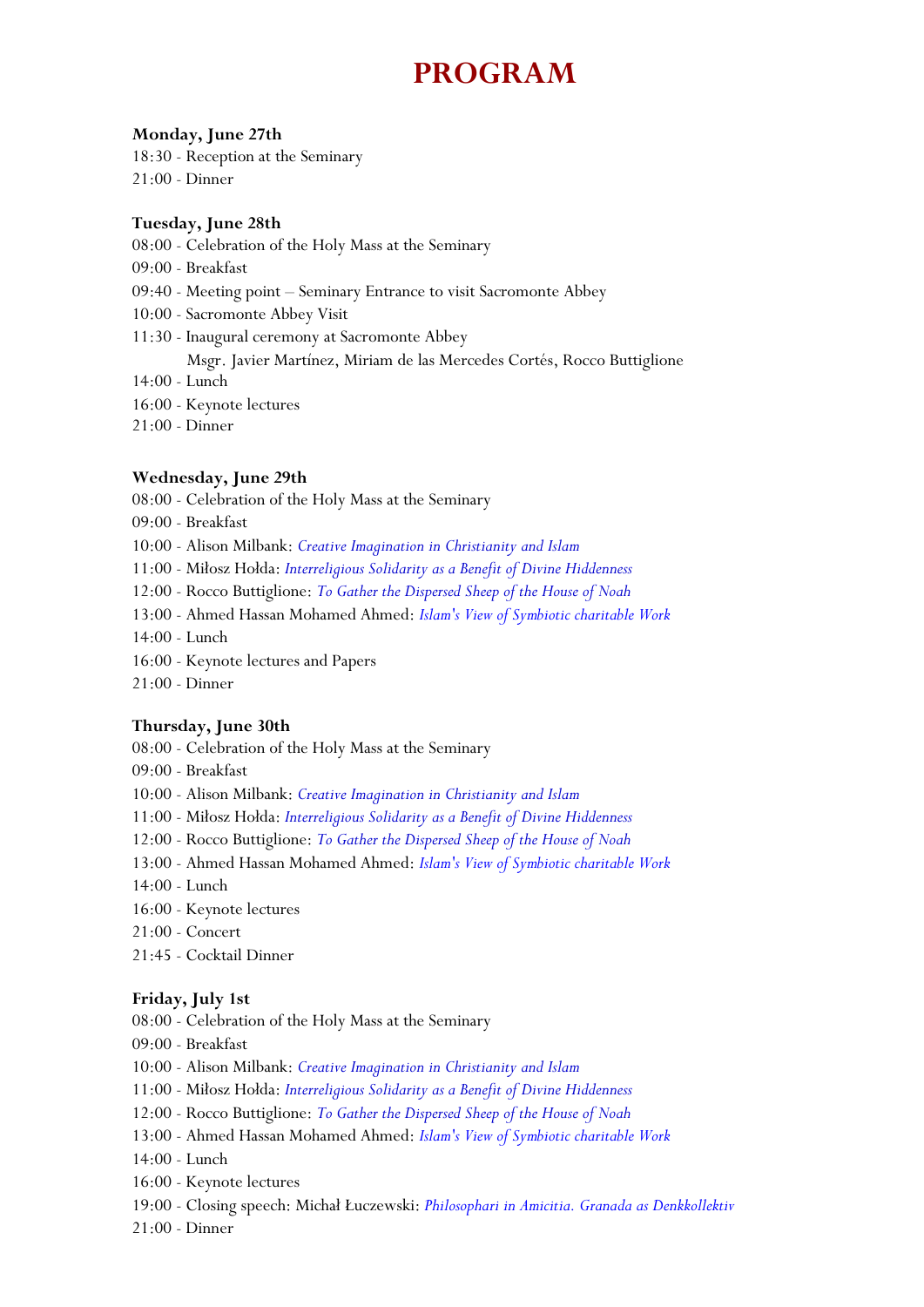# PROGRAM

**Monday, June 27th**

18:30 - Reception at the Seminary
21:00 - Dinner

**Tuesday, June 28th**

08:00 - Celebration of the Holy Mass at the Seminary
09:00 - Breakfast
09:40 - Meeting point – Seminary Entrance to visit Sacromonte Abbey
10:00 - Sacromonte Abbey Visit
11:30 - Inaugural ceremony at Sacromonte Abbey
Msgr. Javier Martínez, Miriam de las Mercedes Cortés, Rocco Buttiglione
14:00 - Lunch
16:00 - Keynote lectures
21:00 - Dinner

**Wednesday, June 29th**

08:00 - Celebration of the Holy Mass at the Seminary
09:00 - Breakfast
10:00 - Alison Milbank: *Creative Imagination in Christianity and Islam*
11:00 - Miłosz Hołda: *Interreligious Solidarity as a Benefit of Divine Hiddenness*
12:00 - Rocco Buttiglione: *To Gather the Dispersed Sheep of the House of Noah*
13:00 - Ahmed Hassan Mohamed Ahmed: *Islam's View of Symbiotic charitable Work*
14:00 - Lunch
16:00 - Keynote lectures and Papers
21:00 - Dinner

**Thursday, June 30th**

08:00 - Celebration of the Holy Mass at the Seminary
09:00 - Breakfast
10:00 - Alison Milbank: *Creative Imagination in Christianity and Islam*
11:00 - Miłosz Hołda: *Interreligious Solidarity as a Benefit of Divine Hiddenness*
12:00 - Rocco Buttiglione: *To Gather the Dispersed Sheep of the House of Noah*
13:00 - Ahmed Hassan Mohamed Ahmed: *Islam's View of Symbiotic charitable Work*
14:00 - Lunch
16:00 - Keynote lectures
21:00 - Concert
21:45 - Cocktail Dinner

**Friday, July 1st**

08:00 - Celebration of the Holy Mass at the Seminary
09:00 - Breakfast
10:00 - Alison Milbank: *Creative Imagination in Christianity and Islam*
11:00 - Miłosz Hołda: *Interreligious Solidarity as a Benefit of Divine Hiddenness*
12:00 - Rocco Buttiglione: *To Gather the Dispersed Sheep of the House of Noah*
13:00 - Ahmed Hassan Mohamed Ahmed: *Islam's View of Symbiotic charitable Work*
14:00 - Lunch
16:00 - Keynote lectures
19:00 - Closing speech: Michał Łuczewski: *Philosophari in Amicitia. Granada as Denkkollektiv*
21:00 - Dinner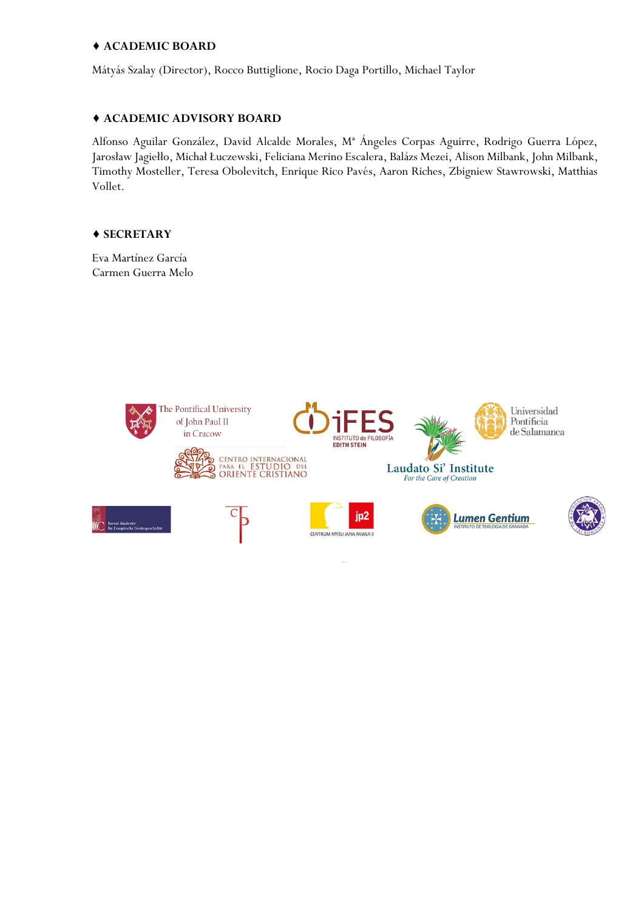### ♦ ACADEMIC BOARD

Mátyás Szalay (Director), Rocco Buttiglione, Rocio Daga Portillo, Michael Taylor

### ♦ ACADEMIC ADVISORY BOARD

Alfonso Aguilar González, David Alcalde Morales, Mª Ángeles Corpas Aguirre, Rodrigo Guerra López, Jarosław Jagiełło, Michał Łuczewski, Feliciana Merino Escalera, Balázs Mezei, Alison Milbank, John Milbank, Timothy Mosteller, Teresa Obolevitch, Enrique Rico Pavés, Aaron Riches, Zbigniew Stawrowski, Matthias Vollet.

### ♦ SECRETARY

Eva Martínez García
Carmen Guerra Melo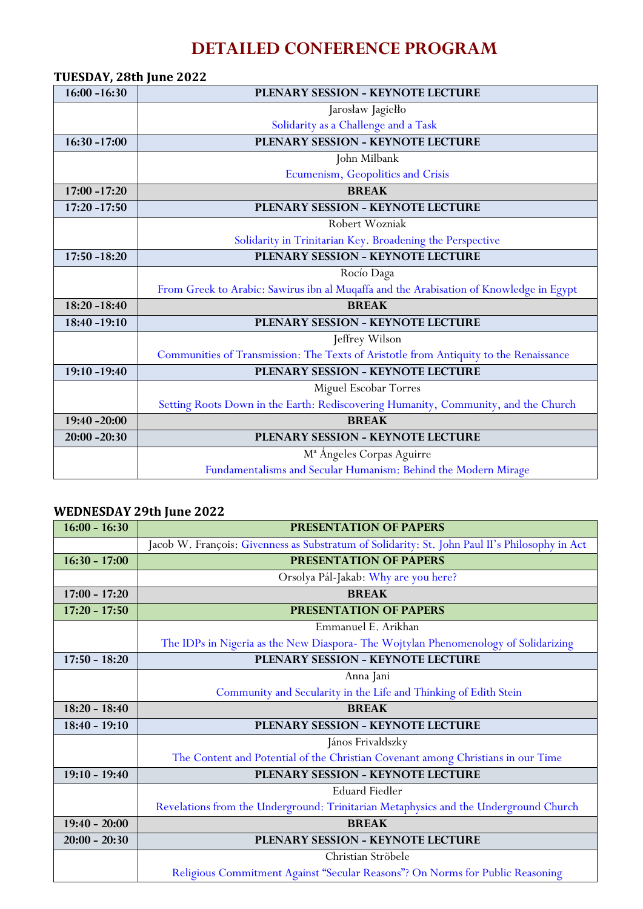# DETAILED CONFERENCE PROGRAM

**TUESDAY, 28th June 2022**

| | |
|---|---|
| **16:00 -16:30** | **PLENARY SESSION - KEYNOTE LECTURE** |
| | Jarosław Jagiełło<br>Solidarity as a Challenge and a Task |
| **16:30 -17:00** | **PLENARY SESSION - KEYNOTE LECTURE** |
| | John Milbank<br>Ecumenism, Geopolitics and Crisis |
| **17:00 -17:20** | **BREAK** |
| **17:20 -17:50** | **PLENARY SESSION - KEYNOTE LECTURE** |
| | Robert Wozniak<br>Solidarity in Trinitarian Key. Broadening the Perspective |
| **17:50 -18:20** | **PLENARY SESSION - KEYNOTE LECTURE** |
| | Rocío Daga<br>From Greek to Arabic: Sawirus ibn al Muqaffa and the Arabisation of Knowledge in Egypt |
| **18:20 -18:40** | **BREAK** |
| **18:40 -19:10** | **PLENARY SESSION - KEYNOTE LECTURE** |
| | Jeffrey Wilson<br>Communities of Transmission: The Texts of Aristotle from Antiquity to the Renaissance |
| **19:10 -19:40** | **PLENARY SESSION - KEYNOTE LECTURE** |
| | Miguel Escobar Torres<br>Setting Roots Down in the Earth: Rediscovering Humanity, Community, and the Church |
| **19:40 -20:00** | **BREAK** |
| **20:00 -20:30** | **PLENARY SESSION - KEYNOTE LECTURE** |
| | Mª Ángeles Corpas Aguirre<br>Fundamentalisms and Secular Humanism: Behind the Modern Mirage |

**WEDNESDAY 29th June 2022**

| | |
|---|---|
| **16:00 - 16:30** | **PRESENTATION OF PAPERS** |
| | Jacob W. François: Givenness as Substratum of Solidarity: St. John Paul II's Philosophy in Act |
| **16:30 - 17:00** | **PRESENTATION OF PAPERS** |
| | Orsolya Pál-Jakab: Why are you here? |
| **17:00 - 17:20** | **BREAK** |
| **17:20 - 17:50** | **PRESENTATION OF PAPERS** |
| | Emmanuel E. Arikhan<br>The IDPs in Nigeria as the New Diaspora- The Wojtylan Phenomenology of Solidarizing |
| **17:50 - 18:20** | **PLENARY SESSION - KEYNOTE LECTURE** |
| | Anna Jani<br>Community and Secularity in the Life and Thinking of Edith Stein |
| **18:20 - 18:40** | **BREAK** |
| **18:40 - 19:10** | **PLENARY SESSION - KEYNOTE LECTURE** |
| | János Frivaldszky<br>The Content and Potential of the Christian Covenant among Christians in our Time |
| **19:10 - 19:40** | **PLENARY SESSION - KEYNOTE LECTURE** |
| | Eduard Fiedler<br>Revelations from the Underground: Trinitarian Metaphysics and the Underground Church |
| **19:40 - 20:00** | **BREAK** |
| **20:00 - 20:30** | **PLENARY SESSION - KEYNOTE LECTURE** |
| | Christian Ströbele<br>Religious Commitment Against "Secular Reasons"? On Norms for Public Reasoning |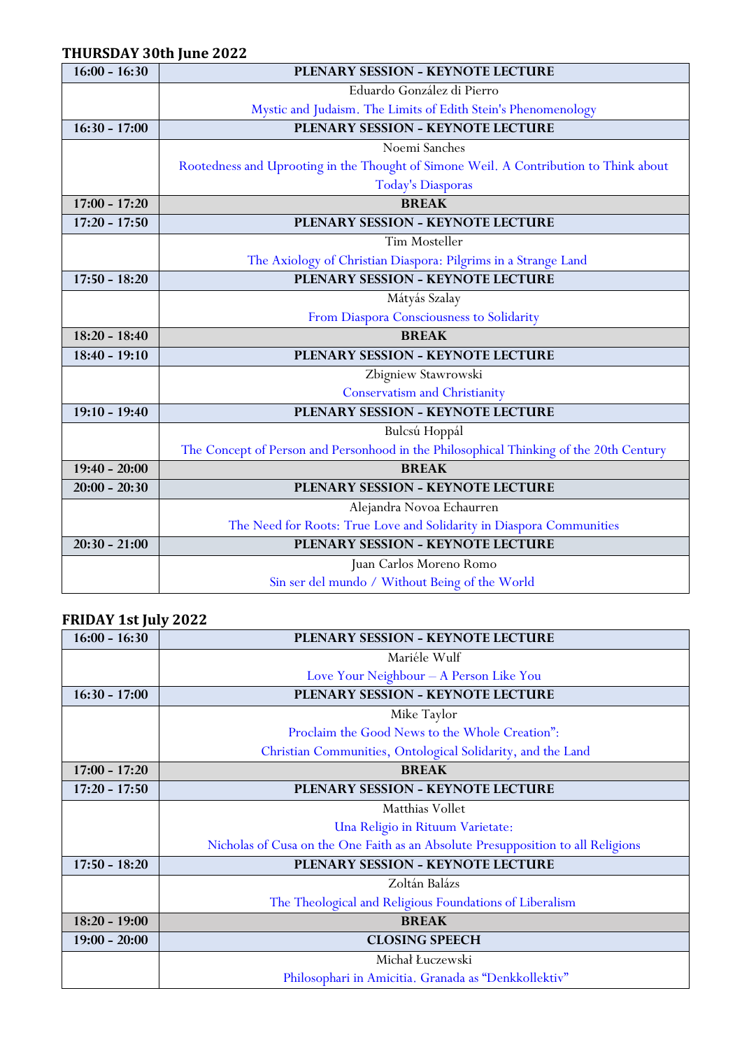**THURSDAY 30th June 2022**

| | |
|---|---|
| 16:00 - 16:30 | **PLENARY SESSION - KEYNOTE LECTURE** |
| | Eduardo González di Pierro<br>Mystic and Judaism. The Limits of Edith Stein's Phenomenology |
| 16:30 - 17:00 | **PLENARY SESSION - KEYNOTE LECTURE** |
| | Noemi Sanches<br>Rootedness and Uprooting in the Thought of Simone Weil. A Contribution to Think about Today's Diasporas |
| 17:00 - 17:20 | **BREAK** |
| 17:20 - 17:50 | **PLENARY SESSION - KEYNOTE LECTURE** |
| | Tim Mosteller<br>The Axiology of Christian Diaspora: Pilgrims in a Strange Land |
| 17:50 - 18:20 | **PLENARY SESSION - KEYNOTE LECTURE** |
| | Mátyás Szalay<br>From Diaspora Consciousness to Solidarity |
| 18:20 - 18:40 | **BREAK** |
| 18:40 - 19:10 | **PLENARY SESSION - KEYNOTE LECTURE** |
| | Zbigniew Stawrowski<br>Conservatism and Christianity |
| 19:10 - 19:40 | **PLENARY SESSION - KEYNOTE LECTURE** |
| | Bulcsú Hoppál<br>The Concept of Person and Personhood in the Philosophical Thinking of the 20th Century |
| 19:40 - 20:00 | **BREAK** |
| 20:00 - 20:30 | **PLENARY SESSION - KEYNOTE LECTURE** |
| | Alejandra Novoa Echaurren<br>The Need for Roots: True Love and Solidarity in Diaspora Communities |
| 20:30 - 21:00 | **PLENARY SESSION - KEYNOTE LECTURE** |
| | Juan Carlos Moreno Romo<br>Sin ser del mundo / Without Being of the World |

**FRIDAY 1st July 2022**

| | |
|---|---|
| 16:00 - 16:30 | **PLENARY SESSION - KEYNOTE LECTURE** |
| | Mariéle Wulf<br>Love Your Neighbour – A Person Like You |
| 16:30 - 17:00 | **PLENARY SESSION - KEYNOTE LECTURE** |
| | Mike Taylor<br>Proclaim the Good News to the Whole Creation":<br>Christian Communities, Ontological Solidarity, and the Land |
| 17:00 - 17:20 | **BREAK** |
| 17:20 - 17:50 | **PLENARY SESSION - KEYNOTE LECTURE** |
| | Matthias Vollet<br>Una Religio in Rituum Varietate:<br>Nicholas of Cusa on the One Faith as an Absolute Presupposition to all Religions |
| 17:50 - 18:20 | **PLENARY SESSION - KEYNOTE LECTURE** |
| | Zoltán Balázs<br>The Theological and Religious Foundations of Liberalism |
| 18:20 - 19:00 | **BREAK** |
| 19:00 - 20:00 | **CLOSING SPEECH** |
| | Michał Łuczewski<br>Philosophari in Amicitia. Granada as "Denkkollektiv" |